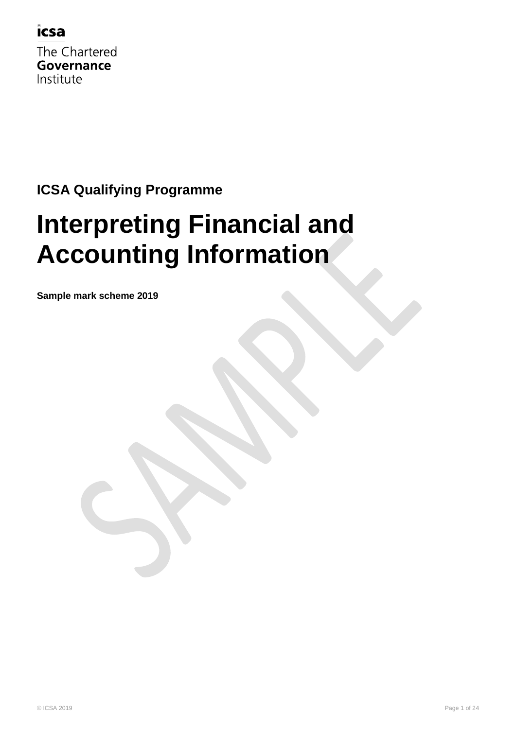icsa

The Chartered
**Governance**
Institute

**ICSA Qualifying Programme**

# Interpreting Financial and Accounting Information

**Sample mark scheme 2019**

© ICSA 2019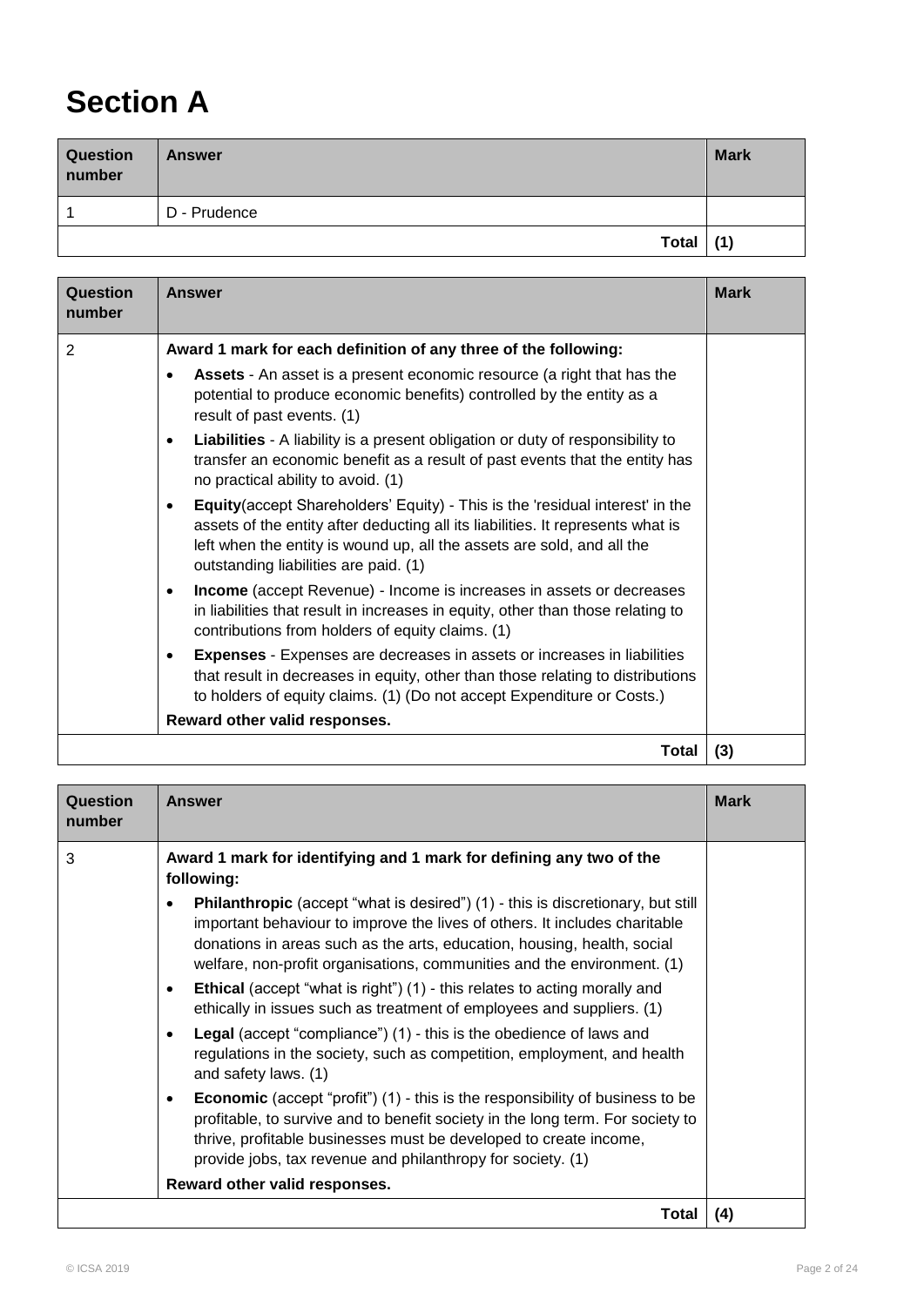# Section A

| Question number | Answer | Mark |
| --- | --- | --- |
| 1 | D - Prudence | |
| | **Total** | **(1)** |

| Question number | Answer | Mark |
| --- | --- | --- |
| 2 | **Award 1 mark for each definition of any three of the following:**<br>• **Assets** - An asset is a present economic resource (a right that has the potential to produce economic benefits) controlled by the entity as a result of past events. (1)<br>• **Liabilities** - A liability is a present obligation or duty of responsibility to transfer an economic benefit as a result of past events that the entity has no practical ability to avoid. (1)<br>• **Equity**(accept Shareholders' Equity) - This is the 'residual interest' in the assets of the entity after deducting all its liabilities. It represents what is left when the entity is wound up, all the assets are sold, and all the outstanding liabilities are paid. (1)<br>• **Income** (accept Revenue) - Income is increases in assets or decreases in liabilities that result in increases in equity, other than those relating to contributions from holders of equity claims. (1)<br>• **Expenses** - Expenses are decreases in assets or increases in liabilities that result in decreases in equity, other than those relating to distributions to holders of equity claims. (1) (Do not accept Expenditure or Costs.)<br>**Reward other valid responses.** | |
| | **Total** | **(3)** |

| Question number | Answer | Mark |
| --- | --- | --- |
| 3 | **Award 1 mark for identifying and 1 mark for defining any two of the following:**<br>• **Philanthropic** (accept "what is desired") (1) - this is discretionary, but still important behaviour to improve the lives of others. It includes charitable donations in areas such as the arts, education, housing, health, social welfare, non-profit organisations, communities and the environment. (1)<br>• **Ethical** (accept "what is right") (1) - this relates to acting morally and ethically in issues such as treatment of employees and suppliers. (1)<br>• **Legal** (accept "compliance") (1) - this is the obedience of laws and regulations in the society, such as competition, employment, and health and safety laws. (1)<br>• **Economic** (accept "profit") (1) - this is the responsibility of business to be profitable, to survive and to benefit society in the long term. For society to thrive, profitable businesses must be developed to create income, provide jobs, tax revenue and philanthropy for society. (1)<br>**Reward other valid responses.** | |
| | **Total** | **(4)** |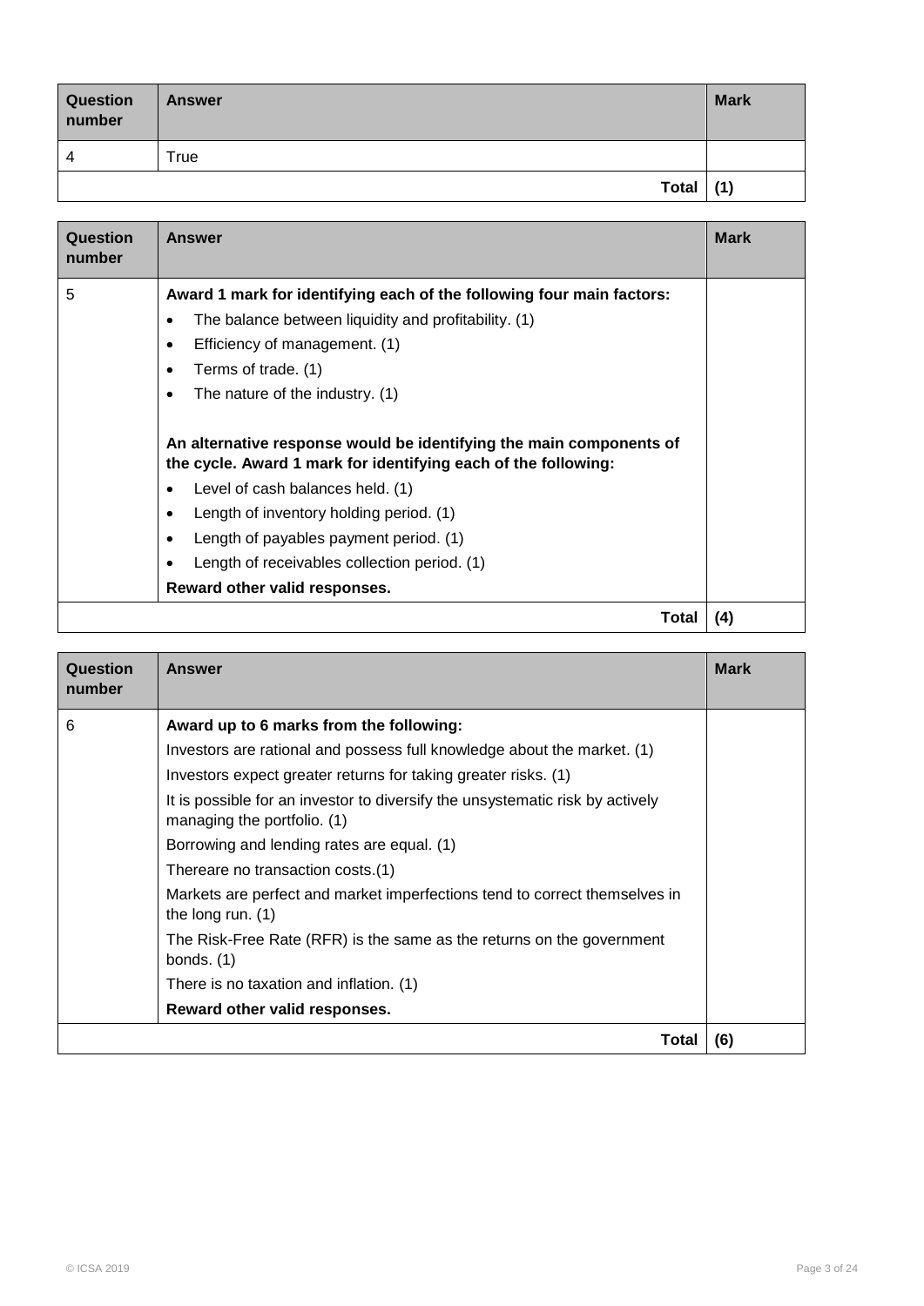| Question number | Answer | Mark |
| --- | --- | --- |
| 4 | True | |
| | **Total** | **(1)** |

| Question number | Answer | Mark |
| --- | --- | --- |
| 5 | **Award 1 mark for identifying each of the following four main factors:**<br>• The balance between liquidity and profitability. (1)<br>• Efficiency of management. (1)<br>• Terms of trade. (1)<br>• The nature of the industry. (1)<br><br>**An alternative response would be identifying the main components of the cycle. Award 1 mark for identifying each of the following:**<br>• Level of cash balances held. (1)<br>• Length of inventory holding period. (1)<br>• Length of payables payment period. (1)<br>• Length of receivables collection period. (1)<br>**Reward other valid responses.** | |
| | **Total** | **(4)** |

| Question number | Answer | Mark |
| --- | --- | --- |
| 6 | **Award up to 6 marks from the following:**<br>Investors are rational and possess full knowledge about the market. (1)<br>Investors expect greater returns for taking greater risks. (1)<br>It is possible for an investor to diversify the unsystematic risk by actively managing the portfolio. (1)<br>Borrowing and lending rates are equal. (1)<br>Thereare no transaction costs.(1)<br>Markets are perfect and market imperfections tend to correct themselves in the long run. (1)<br>The Risk-Free Rate (RFR) is the same as the returns on the government bonds. (1)<br>There is no taxation and inflation. (1)<br>**Reward other valid responses.** | |
| | **Total** | **(6)** |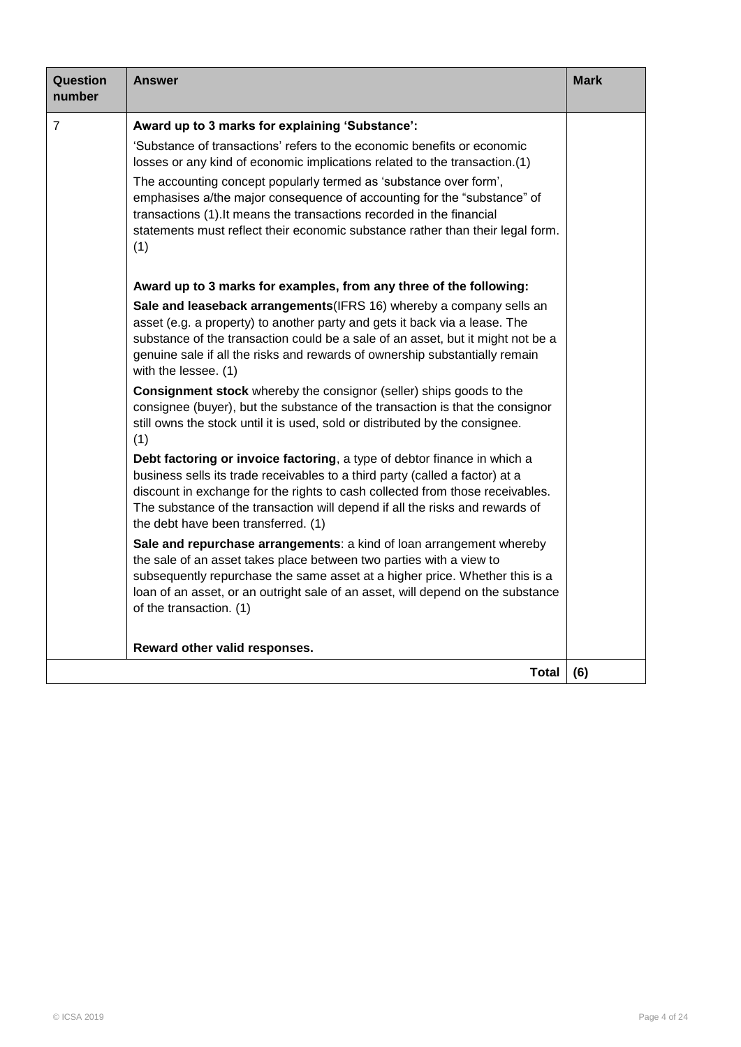| Question number | Answer | Mark |
|---|---|---|
| 7 | **Award up to 3 marks for explaining 'Substance':**<br>'Substance of transactions' refers to the economic benefits or economic losses or any kind of economic implications related to the transaction.(1)<br>The accounting concept popularly termed as 'substance over form', emphasises a/the major consequence of accounting for the "substance" of transactions (1).It means the transactions recorded in the financial statements must reflect their economic substance rather than their legal form. (1)<br><br>**Award up to 3 marks for examples, from any three of the following:**<br>**Sale and leaseback arrangements**(IFRS 16) whereby a company sells an asset (e.g. a property) to another party and gets it back via a lease. The substance of the transaction could be a sale of an asset, but it might not be a genuine sale if all the risks and rewards of ownership substantially remain with the lessee. (1)<br>**Consignment stock** whereby the consignor (seller) ships goods to the consignee (buyer), but the substance of the transaction is that the consignor still owns the stock until it is used, sold or distributed by the consignee. (1)<br>**Debt factoring or invoice factoring**, a type of debtor finance in which a business sells its trade receivables to a third party (called a factor) at a discount in exchange for the rights to cash collected from those receivables. The substance of the transaction will depend if all the risks and rewards of the debt have been transferred. (1)<br>**Sale and repurchase arrangements**: a kind of loan arrangement whereby the sale of an asset takes place between two parties with a view to subsequently repurchase the same asset at a higher price. Whether this is a loan of an asset, or an outright sale of an asset, will depend on the substance of the transaction. (1)<br><br>**Reward other valid responses.** | |
| | **Total** | **(6)** |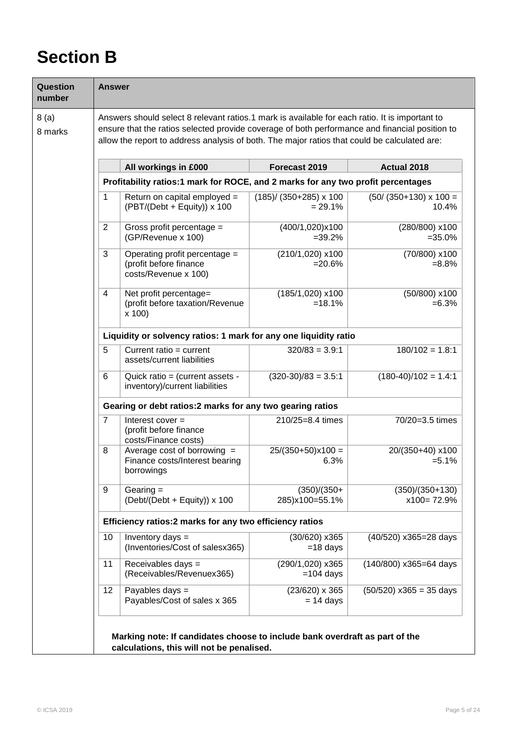# Section B

| Question number | Answer |
|---|---|
| 8 (a)<br>8 marks | Answers should select 8 relevant ratios.1 mark is available for each ratio. It is important to ensure that the ratios selected provide coverage of both performance and financial position to allow the report to address analysis of both. The major ratios that could be calculated are: |

| | All workings in £000 | Forecast 2019 | Actual 2018 |
|---|---|---|---|
| **Profitability ratios:1 mark for ROCE, and 2 marks for any two profit percentages** | | | |
| 1 | Return on capital employed = (PBT/(Debt + Equity)) x 100 | (185)/ (350+285) x 100 = 29.1% | (50/ (350+130) x 100 = 10.4% |
| 2 | Gross profit percentage = (GP/Revenue x 100) | (400/1,020)x100 =39.2% | (280/800) x100 =35.0% |
| 3 | Operating profit percentage = (profit before finance costs/Revenue x 100) | (210/1,020) x100 =20.6% | (70/800) x100 =8.8% |
| 4 | Net profit percentage= (profit before taxation/Revenue x 100) | (185/1,020) x100 =18.1% | (50/800) x100 =6.3% |
| **Liquidity or solvency ratios: 1 mark for any one liquidity ratio** | | | |
| 5 | Current ratio = current assets/current liabilities | 320/83 = 3.9:1 | 180/102 = 1.8:1 |
| 6 | Quick ratio = (current assets - inventory)/current liabilities | (320-30)/83 = 3.5:1 | (180-40)/102 = 1.4:1 |
| **Gearing or debt ratios:2 marks for any two gearing ratios** | | | |
| 7 | Interest cover = (profit before finance costs/Finance costs) | 210/25=8.4 times | 70/20=3.5 times |
| 8 | Average cost of borrowing = Finance costs/Interest bearing borrowings | 25/(350+50)x100 = 6.3% | 20/(350+40) x100 =5.1% |
| 9 | Gearing = (Debt/(Debt + Equity)) x 100 | (350)/(350+ 285)x100=55.1% | (350)/(350+130) x100= 72.9% |
| **Efficiency ratios:2 marks for any two efficiency ratios** | | | |
| 10 | Inventory days = (Inventories/Cost of salesx365) | (30/620) x365 =18 days | (40/520) x365=28 days |
| 11 | Receivables days = (Receivables/Revenuex365) | (290/1,020) x365 =104 days | (140/800) x365=64 days |
| 12 | Payables days = Payables/Cost of sales x 365 | (23/620) x 365 = 14 days | (50/520) x365 = 35 days |

**Marking note: If candidates choose to include bank overdraft as part of the calculations, this will not be penalised.**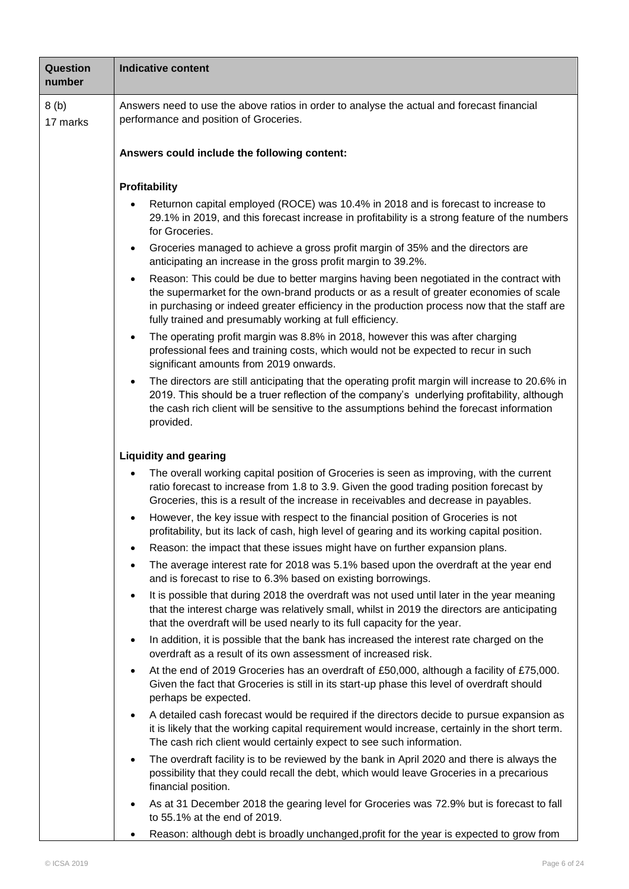| Question number | Indicative content |
|---|---|
| 8 (b)<br>17 marks | Answers need to use the above ratios in order to analyse the actual and forecast financial performance and position of Groceries.<br><br>**Answers could include the following content:**<br><br>**Profitability**<br><br>• Returnon capital employed (ROCE) was 10.4% in 2018 and is forecast to increase to 29.1% in 2019, and this forecast increase in profitability is a strong feature of the numbers for Groceries.<br>• Groceries managed to achieve a gross profit margin of 35% and the directors are anticipating an increase in the gross profit margin to 39.2%.<br>• Reason: This could be due to better margins having been negotiated in the contract with the supermarket for the own-brand products or as a result of greater economies of scale in purchasing or indeed greater efficiency in the production process now that the staff are fully trained and presumably working at full efficiency.<br>• The operating profit margin was 8.8% in 2018, however this was after charging professional fees and training costs, which would not be expected to recur in such significant amounts from 2019 onwards.<br>• The directors are still anticipating that the operating profit margin will increase to 20.6% in 2019. This should be a truer reflection of the company's underlying profitability, although the cash rich client will be sensitive to the assumptions behind the forecast information provided.<br><br>**Liquidity and gearing**<br><br>• The overall working capital position of Groceries is seen as improving, with the current ratio forecast to increase from 1.8 to 3.9. Given the good trading position forecast by Groceries, this is a result of the increase in receivables and decrease in payables.<br>• However, the key issue with respect to the financial position of Groceries is not profitability, but its lack of cash, high level of gearing and its working capital position.<br>• Reason: the impact that these issues might have on further expansion plans.<br>• The average interest rate for 2018 was 5.1% based upon the overdraft at the year end and is forecast to rise to 6.3% based on existing borrowings.<br>• It is possible that during 2018 the overdraft was not used until later in the year meaning that the interest charge was relatively small, whilst in 2019 the directors are anticipating that the overdraft will be used nearly to its full capacity for the year.<br>• In addition, it is possible that the bank has increased the interest rate charged on the overdraft as a result of its own assessment of increased risk.<br>• At the end of 2019 Groceries has an overdraft of £50,000, although a facility of £75,000. Given the fact that Groceries is still in its start-up phase this level of overdraft should perhaps be expected.<br>• A detailed cash forecast would be required if the directors decide to pursue expansion as it is likely that the working capital requirement would increase, certainly in the short term. The cash rich client would certainly expect to see such information.<br>• The overdraft facility is to be reviewed by the bank in April 2020 and there is always the possibility that they could recall the debt, which would leave Groceries in a precarious financial position.<br>• As at 31 December 2018 the gearing level for Groceries was 72.9% but is forecast to fall to 55.1% at the end of 2019.<br>• Reason: although debt is broadly unchanged,profit for the year is expected to grow from |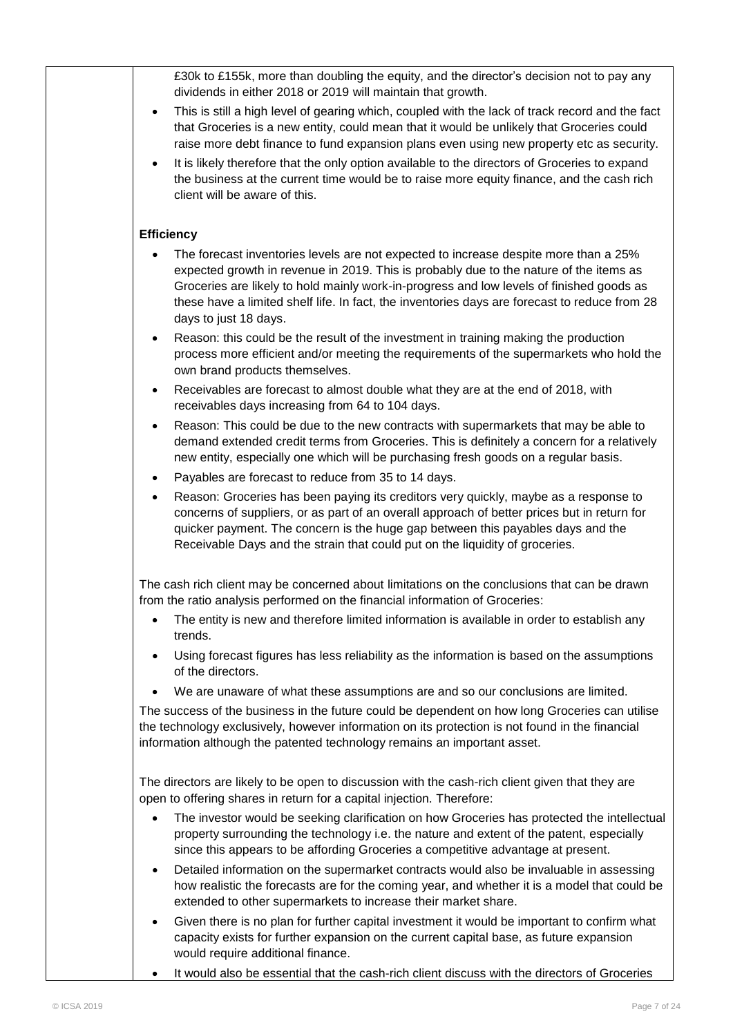£30k to £155k, more than doubling the equity, and the director's decision not to pay any dividends in either 2018 or 2019 will maintain that growth.

- This is still a high level of gearing which, coupled with the lack of track record and the fact that Groceries is a new entity, could mean that it would be unlikely that Groceries could raise more debt finance to fund expansion plans even using new property etc as security.
- It is likely therefore that the only option available to the directors of Groceries to expand the business at the current time would be to raise more equity finance, and the cash rich client will be aware of this.

**Efficiency**

- The forecast inventories levels are not expected to increase despite more than a 25% expected growth in revenue in 2019. This is probably due to the nature of the items as Groceries are likely to hold mainly work-in-progress and low levels of finished goods as these have a limited shelf life. In fact, the inventories days are forecast to reduce from 28 days to just 18 days.
- Reason: this could be the result of the investment in training making the production process more efficient and/or meeting the requirements of the supermarkets who hold the own brand products themselves.
- Receivables are forecast to almost double what they are at the end of 2018, with receivables days increasing from 64 to 104 days.
- Reason: This could be due to the new contracts with supermarkets that may be able to demand extended credit terms from Groceries. This is definitely a concern for a relatively new entity, especially one which will be purchasing fresh goods on a regular basis.
- Payables are forecast to reduce from 35 to 14 days.
- Reason: Groceries has been paying its creditors very quickly, maybe as a response to concerns of suppliers, or as part of an overall approach of better prices but in return for quicker payment. The concern is the huge gap between this payables days and the Receivable Days and the strain that could put on the liquidity of groceries.

The cash rich client may be concerned about limitations on the conclusions that can be drawn from the ratio analysis performed on the financial information of Groceries:

- The entity is new and therefore limited information is available in order to establish any trends.
- Using forecast figures has less reliability as the information is based on the assumptions of the directors.
- We are unaware of what these assumptions are and so our conclusions are limited.

The success of the business in the future could be dependent on how long Groceries can utilise the technology exclusively, however information on its protection is not found in the financial information although the patented technology remains an important asset.

The directors are likely to be open to discussion with the cash-rich client given that they are open to offering shares in return for a capital injection. Therefore:

- The investor would be seeking clarification on how Groceries has protected the intellectual property surrounding the technology i.e. the nature and extent of the patent, especially since this appears to be affording Groceries a competitive advantage at present.
- Detailed information on the supermarket contracts would also be invaluable in assessing how realistic the forecasts are for the coming year, and whether it is a model that could be extended to other supermarkets to increase their market share.
- Given there is no plan for further capital investment it would be important to confirm what capacity exists for further expansion on the current capital base, as future expansion would require additional finance.
- It would also be essential that the cash-rich client discuss with the directors of Groceries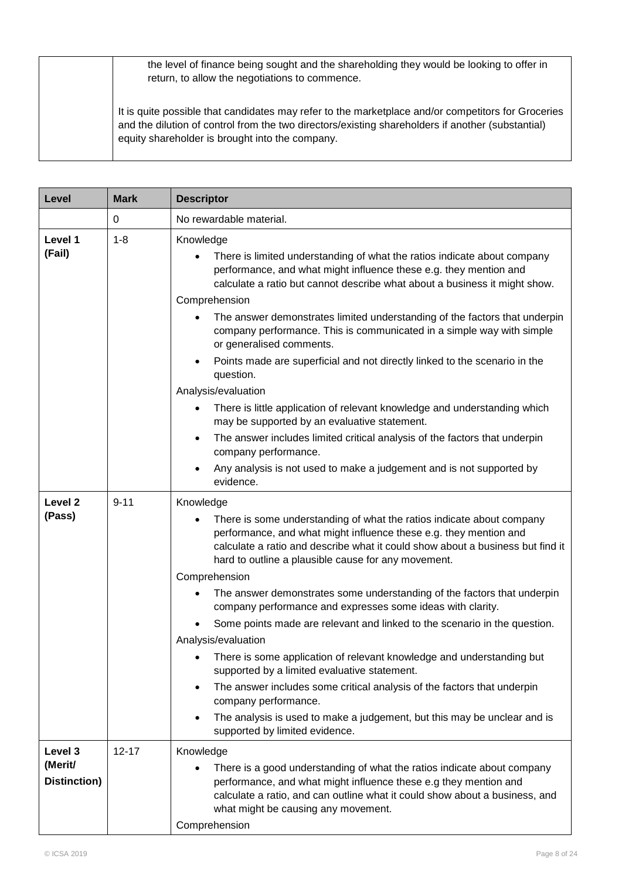| | |
|---|---|
| | the level of finance being sought and the shareholding they would be looking to offer in return, to allow the negotiations to commence.<br><br>It is quite possible that candidates may refer to the marketplace and/or competitors for Groceries and the dilution of control from the two directors/existing shareholders if another (substantial) equity shareholder is brought into the company. |

| Level | Mark | Descriptor |
|---|---|---|
| | 0 | No rewardable material. |
| **Level 1 (Fail)** | 1-8 | Knowledge<br>• There is limited understanding of what the ratios indicate about company performance, and what might influence these e.g. they mention and calculate a ratio but cannot describe what about a business it might show.<br>Comprehension<br>• The answer demonstrates limited understanding of the factors that underpin company performance. This is communicated in a simple way with simple or generalised comments.<br>• Points made are superficial and not directly linked to the scenario in the question.<br>Analysis/evaluation<br>• There is little application of relevant knowledge and understanding which may be supported by an evaluative statement.<br>• The answer includes limited critical analysis of the factors that underpin company performance.<br>• Any analysis is not used to make a judgement and is not supported by evidence. |
| **Level 2 (Pass)** | 9-11 | Knowledge<br>• There is some understanding of what the ratios indicate about company performance, and what might influence these e.g. they mention and calculate a ratio and describe what it could show about a business but find it hard to outline a plausible cause for any movement.<br>Comprehension<br>• The answer demonstrates some understanding of the factors that underpin company performance and expresses some ideas with clarity.<br>• Some points made are relevant and linked to the scenario in the question.<br>Analysis/evaluation<br>• There is some application of relevant knowledge and understanding but supported by a limited evaluative statement.<br>• The answer includes some critical analysis of the factors that underpin company performance.<br>• The analysis is used to make a judgement, but this may be unclear and is supported by limited evidence. |
| **Level 3 (Merit/ Distinction)** | 12-17 | Knowledge<br>• There is a good understanding of what the ratios indicate about company performance, and what might influence these e.g they mention and calculate a ratio, and can outline what it could show about a business, and what might be causing any movement.<br>Comprehension |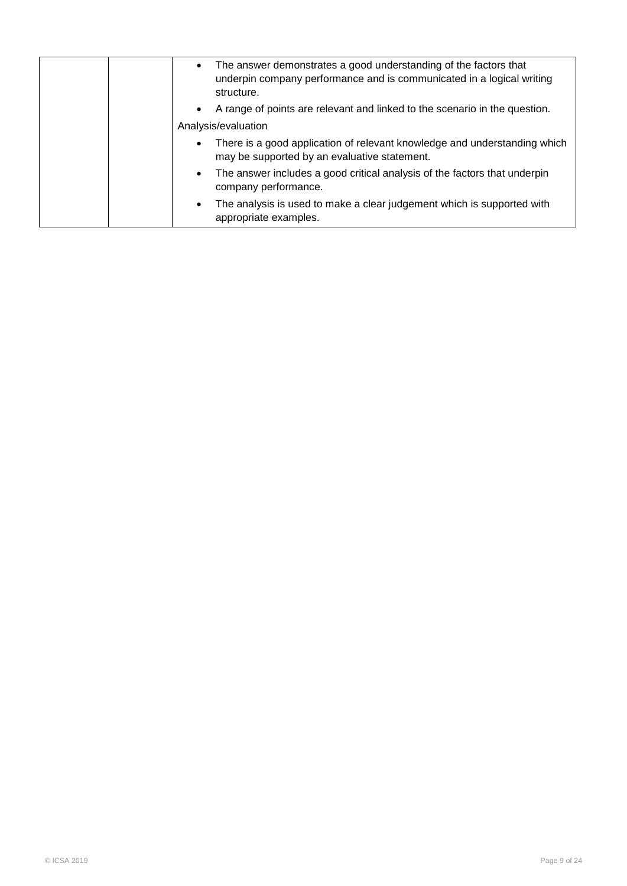|  |  |  |
|---|---|---|
|  |  | • The answer demonstrates a good understanding of the factors that underpin company performance and is communicated in a logical writing structure.<br>• A range of points are relevant and linked to the scenario in the question.<br>Analysis/evaluation<br>• There is a good application of relevant knowledge and understanding which may be supported by an evaluative statement.<br>• The answer includes a good critical analysis of the factors that underpin company performance.<br>• The analysis is used to make a clear judgement which is supported with appropriate examples. |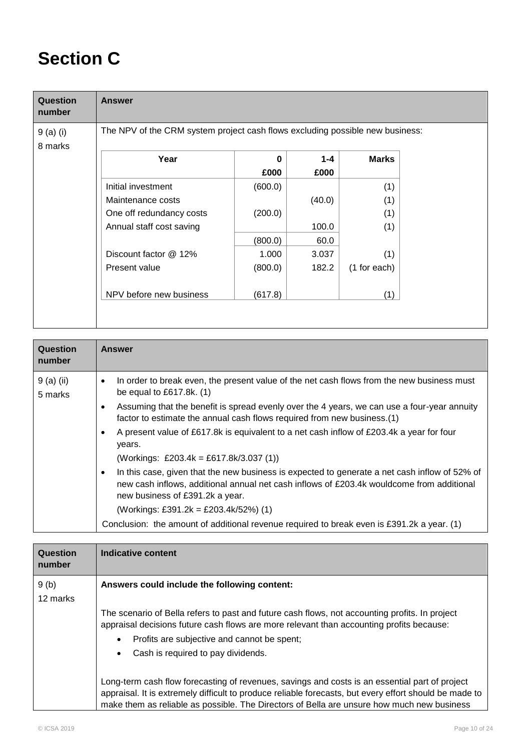# Section C

| Question number | Answer |
|---|---|
| 9 (a) (i)<br>8 marks | The NPV of the CRM system project cash flows excluding possible new business: |

| Year | 0<br>£000 | 1-4<br>£000 | Marks |
|---|---|---|---|
| Initial investment | (600.0) | | (1) |
| Maintenance costs | | (40.0) | (1) |
| One off redundancy costs | (200.0) | | (1) |
| Annual staff cost saving | | 100.0 | (1) |
| | (800.0) | 60.0 | |
| Discount factor @ 12% | 1.000 | 3.037 | (1) |
| Present value | (800.0) | 182.2 | (1 for each) |
| | | | |
| NPV before new business | (617.8) | | (1) |

| Question number | Answer |
|---|---|
| 9 (a) (ii)<br>5 marks | • In order to break even, the present value of the net cash flows from the new business must be equal to £617.8k. (1)<br>• Assuming that the benefit is spread evenly over the 4 years, we can use a four-year annuity factor to estimate the annual cash flows required from new business.(1)<br>• A present value of £617.8k is equivalent to a net cash inflow of £203.4k a year for four years.<br>(Workings: £203.4k = £617.8k/3.037 (1))<br>• In this case, given that the new business is expected to generate a net cash inflow of 52% of new cash inflows, additional annual net cash inflows of £203.4k wouldcome from additional new business of £391.2k a year.<br>(Workings: £391.2k = £203.4k/52%) (1)<br>Conclusion: the amount of additional revenue required to break even is £391.2k a year. (1) |

| Question number | Indicative content |
|---|---|
| 9 (b)<br>12 marks | **Answers could include the following content:**<br><br>The scenario of Bella refers to past and future cash flows, not accounting profits. In project appraisal decisions future cash flows are more relevant than accounting profits because:<br>• Profits are subjective and cannot be spent;<br>• Cash is required to pay dividends.<br><br>Long-term cash flow forecasting of revenues, savings and costs is an essential part of project appraisal. It is extremely difficult to produce reliable forecasts, but every effort should be made to make them as reliable as possible. The Directors of Bella are unsure how much new business |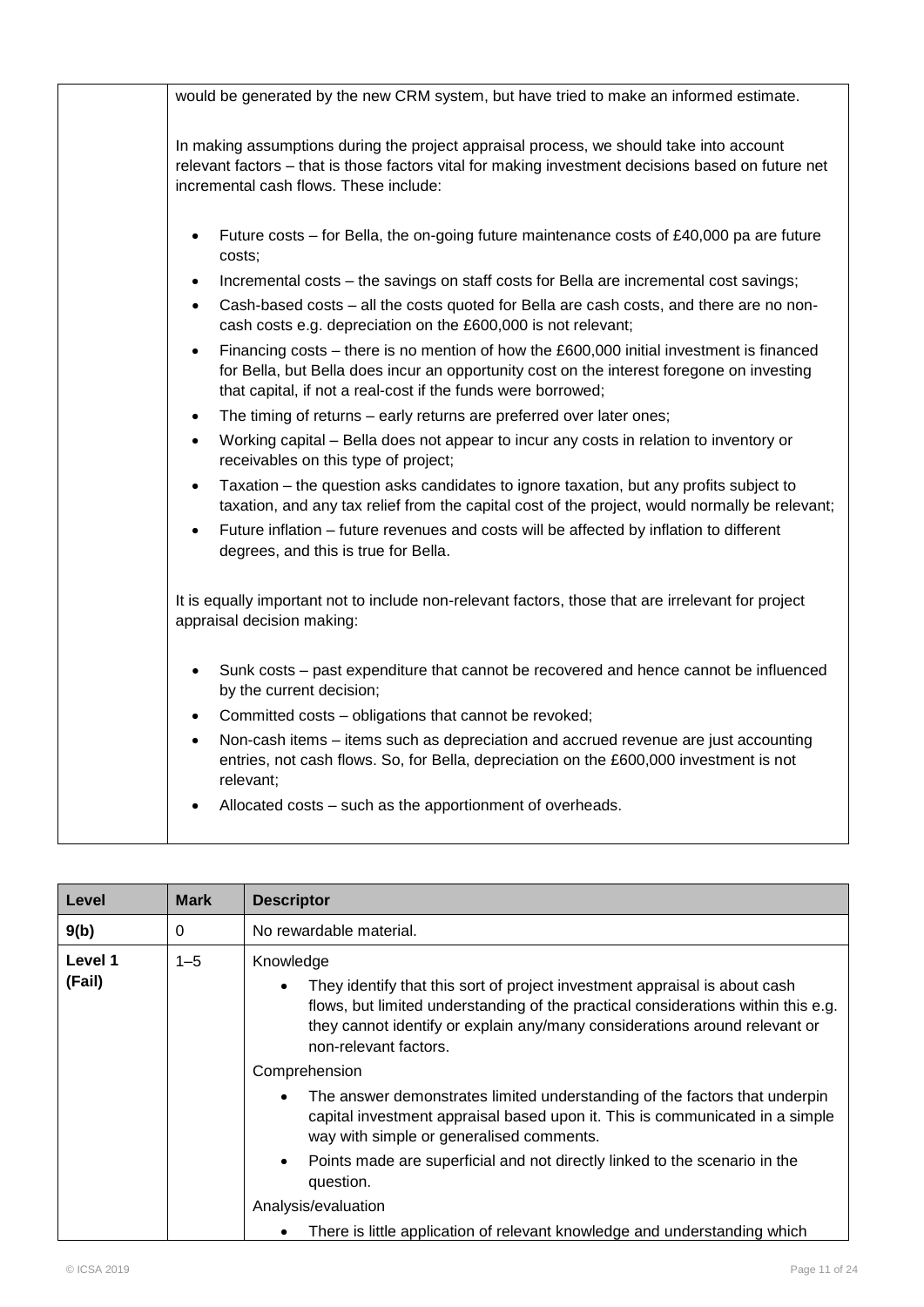| | |
|---|---|
| | would be generated by the new CRM system, but have tried to make an informed estimate.<br><br>In making assumptions during the project appraisal process, we should take into account relevant factors – that is those factors vital for making investment decisions based on future net incremental cash flows. These include:<br><br>• Future costs – for Bella, the on-going future maintenance costs of £40,000 pa are future costs;<br>• Incremental costs – the savings on staff costs for Bella are incremental cost savings;<br>• Cash-based costs – all the costs quoted for Bella are cash costs, and there are no non-cash costs e.g. depreciation on the £600,000 is not relevant;<br>• Financing costs – there is no mention of how the £600,000 initial investment is financed for Bella, but Bella does incur an opportunity cost on the interest foregone on investing that capital, if not a real-cost if the funds were borrowed;<br>• The timing of returns – early returns are preferred over later ones;<br>• Working capital – Bella does not appear to incur any costs in relation to inventory or receivables on this type of project;<br>• Taxation – the question asks candidates to ignore taxation, but any profits subject to taxation, and any tax relief from the capital cost of the project, would normally be relevant;<br>• Future inflation – future revenues and costs will be affected by inflation to different degrees, and this is true for Bella.<br><br>It is equally important not to include non-relevant factors, those that are irrelevant for project appraisal decision making:<br><br>• Sunk costs – past expenditure that cannot be recovered and hence cannot be influenced by the current decision;<br>• Committed costs – obligations that cannot be revoked;<br>• Non-cash items – items such as depreciation and accrued revenue are just accounting entries, not cash flows. So, for Bella, depreciation on the £600,000 investment is not relevant;<br>• Allocated costs – such as the apportionment of overheads. |

| Level | Mark | Descriptor |
|---|---|---|
| **9(b)** | 0 | No rewardable material. |
| **Level 1 (Fail)** | 1–5 | Knowledge<br>• They identify that this sort of project investment appraisal is about cash flows, but limited understanding of the practical considerations within this e.g. they cannot identify or explain any/many considerations around relevant or non-relevant factors.<br>Comprehension<br>• The answer demonstrates limited understanding of the factors that underpin capital investment appraisal based upon it. This is communicated in a simple way with simple or generalised comments.<br>• Points made are superficial and not directly linked to the scenario in the question.<br>Analysis/evaluation<br>• There is little application of relevant knowledge and understanding which |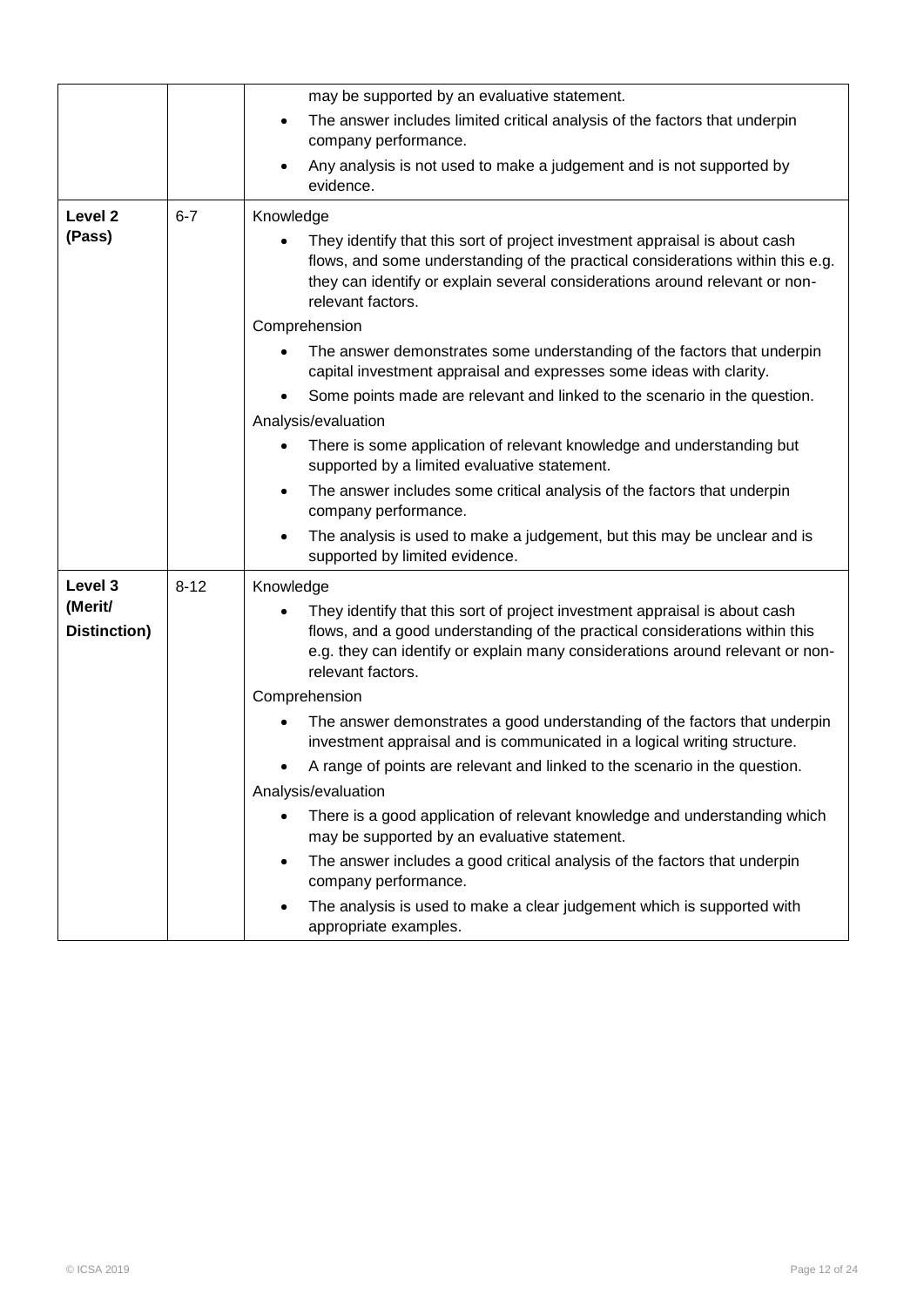| | | |
|---|---|---|
| | | may be supported by an evaluative statement.<br>• The answer includes limited critical analysis of the factors that underpin company performance.<br>• Any analysis is not used to make a judgement and is not supported by evidence. |
| **Level 2 (Pass)** | 6-7 | Knowledge<br>• They identify that this sort of project investment appraisal is about cash flows, and some understanding of the practical considerations within this e.g. they can identify or explain several considerations around relevant or non-relevant factors.<br>Comprehension<br>• The answer demonstrates some understanding of the factors that underpin capital investment appraisal and expresses some ideas with clarity.<br>• Some points made are relevant and linked to the scenario in the question.<br>Analysis/evaluation<br>• There is some application of relevant knowledge and understanding but supported by a limited evaluative statement.<br>• The answer includes some critical analysis of the factors that underpin company performance.<br>• The analysis is used to make a judgement, but this may be unclear and is supported by limited evidence. |
| **Level 3 (Merit/ Distinction)** | 8-12 | Knowledge<br>• They identify that this sort of project investment appraisal is about cash flows, and a good understanding of the practical considerations within this e.g. they can identify or explain many considerations around relevant or non-relevant factors.<br>Comprehension<br>• The answer demonstrates a good understanding of the factors that underpin investment appraisal and is communicated in a logical writing structure.<br>• A range of points are relevant and linked to the scenario in the question.<br>Analysis/evaluation<br>• There is a good application of relevant knowledge and understanding which may be supported by an evaluative statement.<br>• The answer includes a good critical analysis of the factors that underpin company performance.<br>• The analysis is used to make a clear judgement which is supported with appropriate examples. |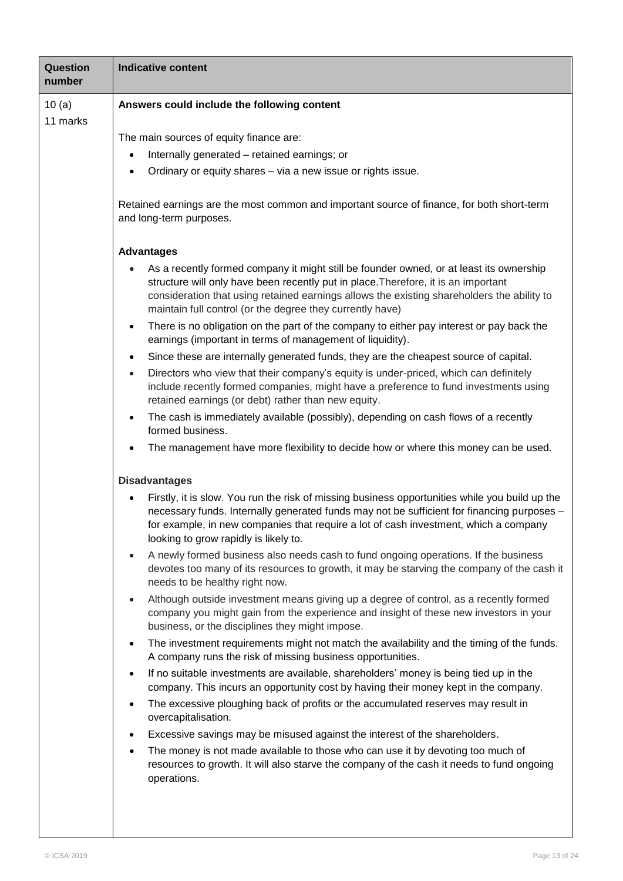| Question number | Indicative content |
| --- | --- |
| 10 (a)<br>11 marks | **Answers could include the following content**<br><br>The main sources of equity finance are:<br>• Internally generated – retained earnings; or<br>• Ordinary or equity shares – via a new issue or rights issue.<br><br>Retained earnings are the most common and important source of finance, for both short-term and long-term purposes.<br><br>**Advantages**<br>• As a recently formed company it might still be founder owned, or at least its ownership structure will only have been recently put in place.Therefore, it is an important consideration that using retained earnings allows the existing shareholders the ability to maintain full control (or the degree they currently have)<br>• There is no obligation on the part of the company to either pay interest or pay back the earnings (important in terms of management of liquidity).<br>• Since these are internally generated funds, they are the cheapest source of capital.<br>• Directors who view that their company's equity is under-priced, which can definitely include recently formed companies, might have a preference to fund investments using retained earnings (or debt) rather than new equity.<br>• The cash is immediately available (possibly), depending on cash flows of a recently formed business.<br>• The management have more flexibility to decide how or where this money can be used.<br><br>**Disadvantages**<br>• Firstly, it is slow. You run the risk of missing business opportunities while you build up the necessary funds. Internally generated funds may not be sufficient for financing purposes – for example, in new companies that require a lot of cash investment, which a company looking to grow rapidly is likely to.<br>• A newly formed business also needs cash to fund ongoing operations. If the business devotes too many of its resources to growth, it may be starving the company of the cash it needs to be healthy right now.<br>• Although outside investment means giving up a degree of control, as a recently formed company you might gain from the experience and insight of these new investors in your business, or the disciplines they might impose.<br>• The investment requirements might not match the availability and the timing of the funds. A company runs the risk of missing business opportunities.<br>• If no suitable investments are available, shareholders' money is being tied up in the company. This incurs an opportunity cost by having their money kept in the company.<br>• The excessive ploughing back of profits or the accumulated reserves may result in overcapitalisation.<br>• Excessive savings may be misused against the interest of the shareholders.<br>• The money is not made available to those who can use it by devoting too much of resources to growth. It will also starve the company of the cash it needs to fund ongoing operations. |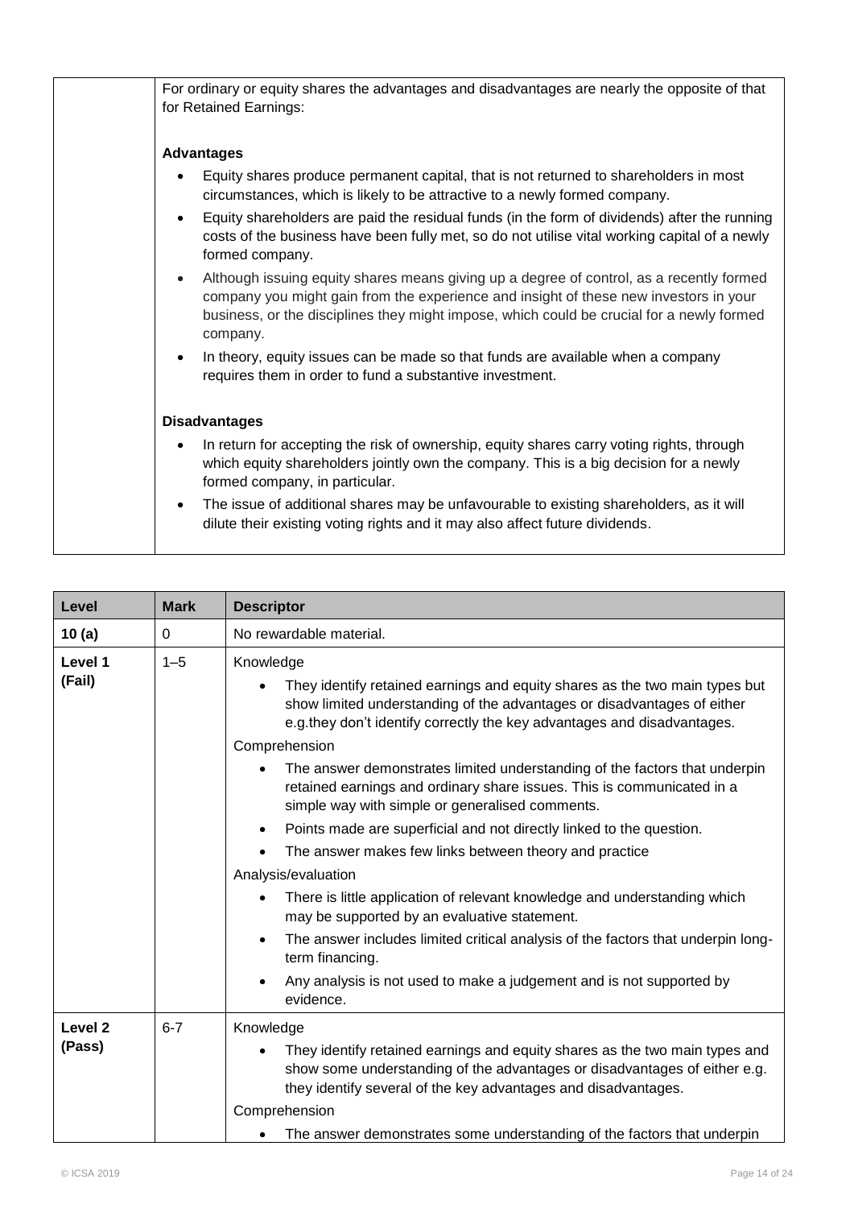For ordinary or equity shares the advantages and disadvantages are nearly the opposite of that for Retained Earnings:

**Advantages**

- Equity shares produce permanent capital, that is not returned to shareholders in most circumstances, which is likely to be attractive to a newly formed company.
- Equity shareholders are paid the residual funds (in the form of dividends) after the running costs of the business have been fully met, so do not utilise vital working capital of a newly formed company.
- Although issuing equity shares means giving up a degree of control, as a recently formed company you might gain from the experience and insight of these new investors in your business, or the disciplines they might impose, which could be crucial for a newly formed company.
- In theory, equity issues can be made so that funds are available when a company requires them in order to fund a substantive investment.

**Disadvantages**

- In return for accepting the risk of ownership, equity shares carry voting rights, through which equity shareholders jointly own the company. This is a big decision for a newly formed company, in particular.
- The issue of additional shares may be unfavourable to existing shareholders, as it will dilute their existing voting rights and it may also affect future dividends.

| Level | Mark | Descriptor |
|---|---|---|
| **10 (a)** | 0 | No rewardable material. |
| **Level 1 (Fail)** | 1–5 | Knowledge<br>• They identify retained earnings and equity shares as the two main types but show limited understanding of the advantages or disadvantages of either e.g.they don't identify correctly the key advantages and disadvantages.<br>Comprehension<br>• The answer demonstrates limited understanding of the factors that underpin retained earnings and ordinary share issues. This is communicated in a simple way with simple or generalised comments.<br>• Points made are superficial and not directly linked to the question.<br>• The answer makes few links between theory and practice<br>Analysis/evaluation<br>• There is little application of relevant knowledge and understanding which may be supported by an evaluative statement.<br>• The answer includes limited critical analysis of the factors that underpin long-term financing.<br>• Any analysis is not used to make a judgement and is not supported by evidence. |
| **Level 2 (Pass)** | 6-7 | Knowledge<br>• They identify retained earnings and equity shares as the two main types and show some understanding of the advantages or disadvantages of either e.g. they identify several of the key advantages and disadvantages.<br>Comprehension<br>• The answer demonstrates some understanding of the factors that underpin |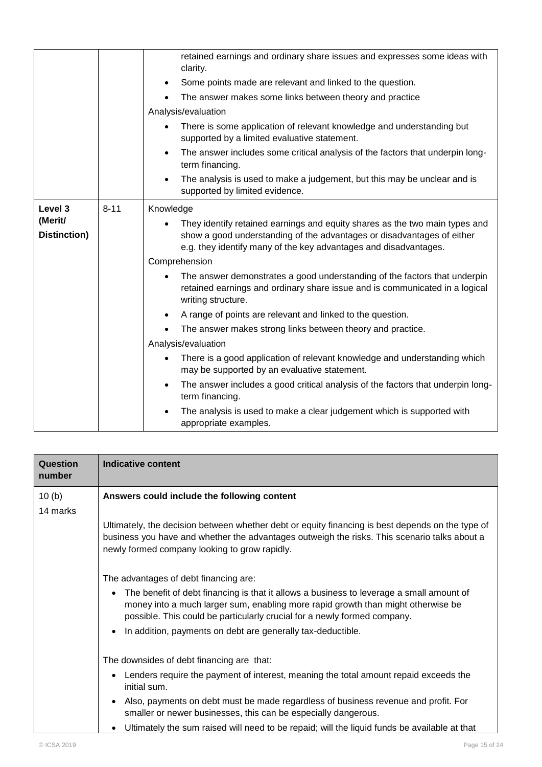| | | |
|---|---|---|
| | | retained earnings and ordinary share issues and expresses some ideas with clarity.<br>• Some points made are relevant and linked to the question.<br>• The answer makes some links between theory and practice<br>Analysis/evaluation<br>• There is some application of relevant knowledge and understanding but supported by a limited evaluative statement.<br>• The answer includes some critical analysis of the factors that underpin long-term financing.<br>• The analysis is used to make a judgement, but this may be unclear and is supported by limited evidence. |
| **Level 3 (Merit/ Distinction)** | 8-11 | Knowledge<br>• They identify retained earnings and equity shares as the two main types and show a good understanding of the advantages or disadvantages of either e.g. they identify many of the key advantages and disadvantages.<br>Comprehension<br>• The answer demonstrates a good understanding of the factors that underpin retained earnings and ordinary share issue and is communicated in a logical writing structure.<br>• A range of points are relevant and linked to the question.<br>• The answer makes strong links between theory and practice.<br>Analysis/evaluation<br>• There is a good application of relevant knowledge and understanding which may be supported by an evaluative statement.<br>• The answer includes a good critical analysis of the factors that underpin long-term financing.<br>• The analysis is used to make a clear judgement which is supported with appropriate examples. |

| Question number | Indicative content |
|---|---|
| 10 (b)<br>14 marks | **Answers could include the following content**<br><br>Ultimately, the decision between whether debt or equity financing is best depends on the type of business you have and whether the advantages outweigh the risks. This scenario talks about a newly formed company looking to grow rapidly.<br><br>The advantages of debt financing are:<br>• The benefit of debt financing is that it allows a business to leverage a small amount of money into a much larger sum, enabling more rapid growth than might otherwise be possible. This could be particularly crucial for a newly formed company.<br>• In addition, payments on debt are generally tax-deductible.<br><br>The downsides of debt financing are that:<br>• Lenders require the payment of interest, meaning the total amount repaid exceeds the initial sum.<br>• Also, payments on debt must be made regardless of business revenue and profit. For smaller or newer businesses, this can be especially dangerous.<br>• Ultimately the sum raised will need to be repaid; will the liquid funds be available at that |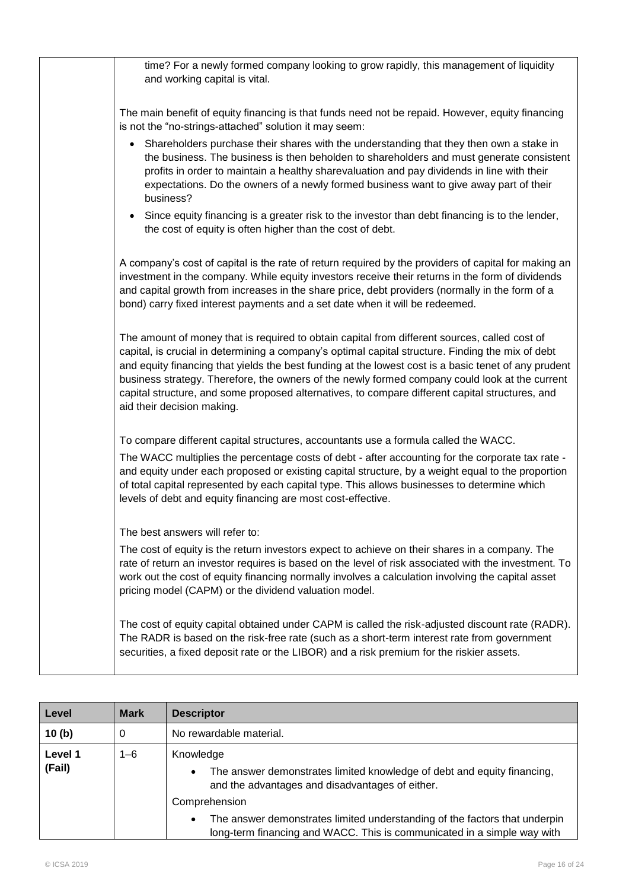| | |
|---|---|
| | time? For a newly formed company looking to grow rapidly, this management of liquidity and working capital is vital.<br><br>The main benefit of equity financing is that funds need not be repaid. However, equity financing is not the "no-strings-attached" solution it may seem:<br><br>• Shareholders purchase their shares with the understanding that they then own a stake in the business. The business is then beholden to shareholders and must generate consistent profits in order to maintain a healthy sharevaluation and pay dividends in line with their expectations. Do the owners of a newly formed business want to give away part of their business?<br>• Since equity financing is a greater risk to the investor than debt financing is to the lender, the cost of equity is often higher than the cost of debt.<br><br>A company's cost of capital is the rate of return required by the providers of capital for making an investment in the company. While equity investors receive their returns in the form of dividends and capital growth from increases in the share price, debt providers (normally in the form of a bond) carry fixed interest payments and a set date when it will be redeemed.<br><br>The amount of money that is required to obtain capital from different sources, called cost of capital, is crucial in determining a company's optimal capital structure. Finding the mix of debt and equity financing that yields the best funding at the lowest cost is a basic tenet of any prudent business strategy. Therefore, the owners of the newly formed company could look at the current capital structure, and some proposed alternatives, to compare different capital structures, and aid their decision making.<br><br>To compare different capital structures, accountants use a formula called the WACC.<br><br>The WACC multiplies the percentage costs of debt - after accounting for the corporate tax rate - and equity under each proposed or existing capital structure, by a weight equal to the proportion of total capital represented by each capital type. This allows businesses to determine which levels of debt and equity financing are most cost-effective.<br><br>The best answers will refer to:<br><br>The cost of equity is the return investors expect to achieve on their shares in a company. The rate of return an investor requires is based on the level of risk associated with the investment. To work out the cost of equity financing normally involves a calculation involving the capital asset pricing model (CAPM) or the dividend valuation model.<br><br>The cost of equity capital obtained under CAPM is called the risk-adjusted discount rate (RADR). The RADR is based on the risk-free rate (such as a short-term interest rate from government securities, a fixed deposit rate or the LIBOR) and a risk premium for the riskier assets. |

| Level | Mark | Descriptor |
|---|---|---|
| **10 (b)** | 0 | No rewardable material. |
| **Level 1 (Fail)** | 1–6 | Knowledge<br>• The answer demonstrates limited knowledge of debt and equity financing, and the advantages and disadvantages of either.<br>Comprehension<br>• The answer demonstrates limited understanding of the factors that underpin long-term financing and WACC. This is communicated in a simple way with |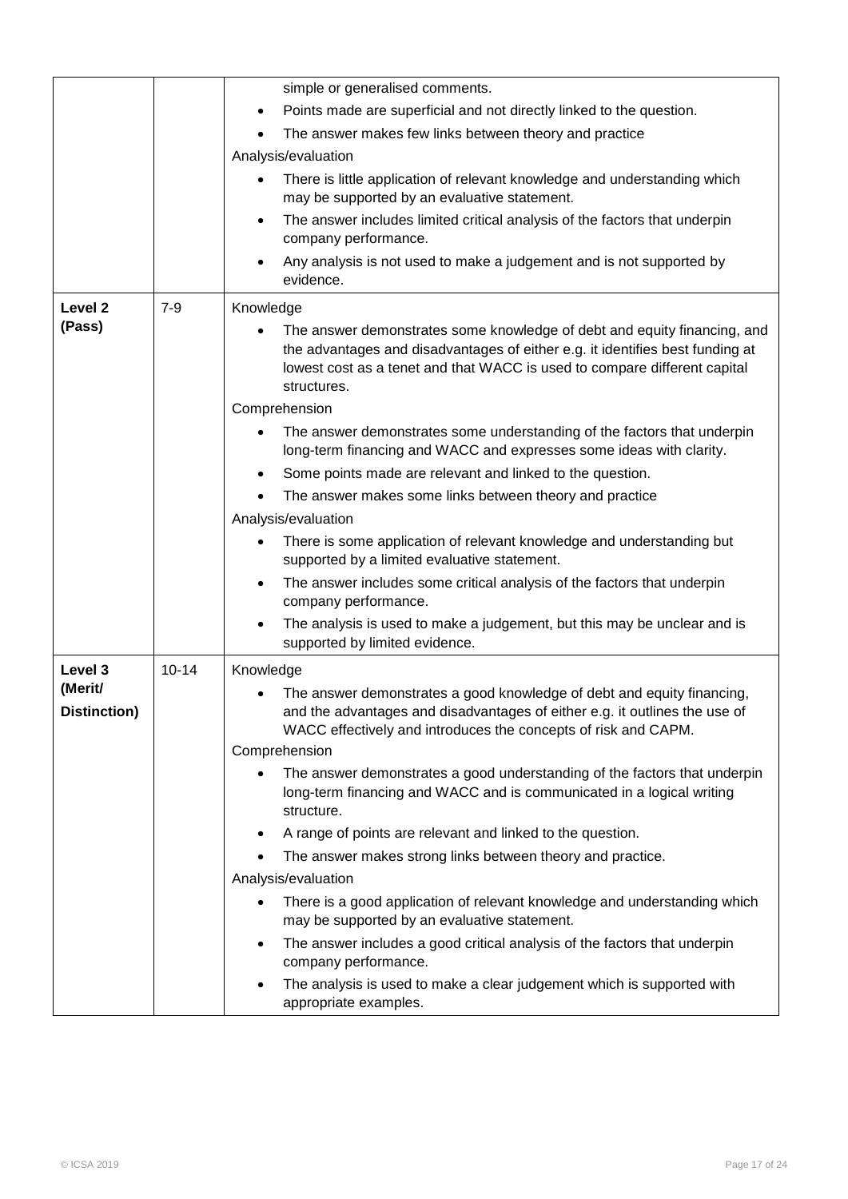| | | |
|---|---|---|
| | | simple or generalised comments.<br>• Points made are superficial and not directly linked to the question.<br>• The answer makes few links between theory and practice<br>Analysis/evaluation<br>• There is little application of relevant knowledge and understanding which may be supported by an evaluative statement.<br>• The answer includes limited critical analysis of the factors that underpin company performance.<br>• Any analysis is not used to make a judgement and is not supported by evidence. |
| **Level 2 (Pass)** | 7-9 | Knowledge<br>• The answer demonstrates some knowledge of debt and equity financing, and the advantages and disadvantages of either e.g. it identifies best funding at lowest cost as a tenet and that WACC is used to compare different capital structures.<br>Comprehension<br>• The answer demonstrates some understanding of the factors that underpin long-term financing and WACC and expresses some ideas with clarity.<br>• Some points made are relevant and linked to the question.<br>• The answer makes some links between theory and practice<br>Analysis/evaluation<br>• There is some application of relevant knowledge and understanding but supported by a limited evaluative statement.<br>• The answer includes some critical analysis of the factors that underpin company performance.<br>• The analysis is used to make a judgement, but this may be unclear and is supported by limited evidence. |
| **Level 3 (Merit/ Distinction)** | 10-14 | Knowledge<br>• The answer demonstrates a good knowledge of debt and equity financing, and the advantages and disadvantages of either e.g. it outlines the use of WACC effectively and introduces the concepts of risk and CAPM.<br>Comprehension<br>• The answer demonstrates a good understanding of the factors that underpin long-term financing and WACC and is communicated in a logical writing structure.<br>• A range of points are relevant and linked to the question.<br>• The answer makes strong links between theory and practice.<br>Analysis/evaluation<br>• There is a good application of relevant knowledge and understanding which may be supported by an evaluative statement.<br>• The answer includes a good critical analysis of the factors that underpin company performance.<br>• The analysis is used to make a clear judgement which is supported with appropriate examples. |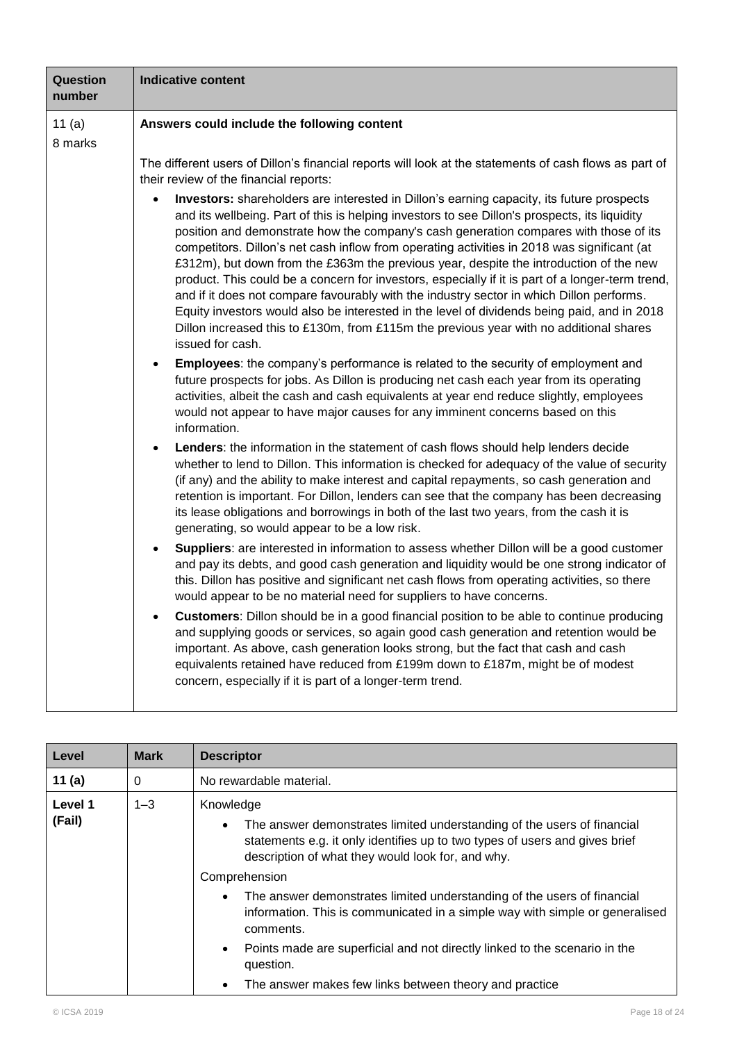| Question number | Indicative content |
| --- | --- |
| 11 (a)<br>8 marks | **Answers could include the following content**<br><br>The different users of Dillon's financial reports will look at the statements of cash flows as part of their review of the financial reports:<br><br>• **Investors:** shareholders are interested in Dillon's earning capacity, its future prospects and its wellbeing. Part of this is helping investors to see Dillon's prospects, its liquidity position and demonstrate how the company's cash generation compares with those of its competitors. Dillon's net cash inflow from operating activities in 2018 was significant (at £312m), but down from the £363m the previous year, despite the introduction of the new product. This could be a concern for investors, especially if it is part of a longer-term trend, and if it does not compare favourably with the industry sector in which Dillon performs. Equity investors would also be interested in the level of dividends being paid, and in 2018 Dillon increased this to £130m, from £115m the previous year with no additional shares issued for cash.<br><br>• **Employees**: the company's performance is related to the security of employment and future prospects for jobs. As Dillon is producing net cash each year from its operating activities, albeit the cash and cash equivalents at year end reduce slightly, employees would not appear to have major causes for any imminent concerns based on this information.<br><br>• **Lenders**: the information in the statement of cash flows should help lenders decide whether to lend to Dillon. This information is checked for adequacy of the value of security (if any) and the ability to make interest and capital repayments, so cash generation and retention is important. For Dillon, lenders can see that the company has been decreasing its lease obligations and borrowings in both of the last two years, from the cash it is generating, so would appear to be a low risk.<br><br>• **Suppliers**: are interested in information to assess whether Dillon will be a good customer and pay its debts, and good cash generation and liquidity would be one strong indicator of this. Dillon has positive and significant net cash flows from operating activities, so there would appear to be no material need for suppliers to have concerns.<br><br>• **Customers**: Dillon should be in a good financial position to be able to continue producing and supplying goods or services, so again good cash generation and retention would be important. As above, cash generation looks strong, but the fact that cash and cash equivalents retained have reduced from £199m down to £187m, might be of modest concern, especially if it is part of a longer-term trend. |

| Level | Mark | Descriptor |
| --- | --- | --- |
| **11 (a)** | 0 | No rewardable material. |
| **Level 1 (Fail)** | 1–3 | Knowledge<br>• The answer demonstrates limited understanding of the users of financial statements e.g. it only identifies up to two types of users and gives brief description of what they would look for, and why.<br>Comprehension<br>• The answer demonstrates limited understanding of the users of financial information. This is communicated in a simple way with simple or generalised comments.<br>• Points made are superficial and not directly linked to the scenario in the question.<br>• The answer makes few links between theory and practice |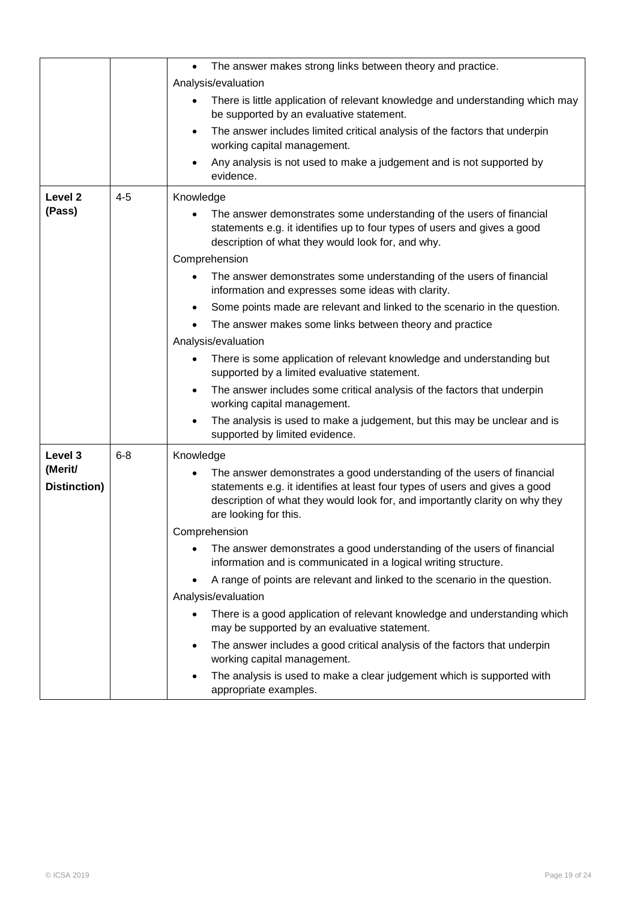| | | |
|---|---|---|
| | | • The answer makes strong links between theory and practice.<br>Analysis/evaluation<br>• There is little application of relevant knowledge and understanding which may be supported by an evaluative statement.<br>• The answer includes limited critical analysis of the factors that underpin working capital management.<br>• Any analysis is not used to make a judgement and is not supported by evidence. |
| **Level 2 (Pass)** | 4-5 | Knowledge<br>• The answer demonstrates some understanding of the users of financial statements e.g. it identifies up to four types of users and gives a good description of what they would look for, and why.<br>Comprehension<br>• The answer demonstrates some understanding of the users of financial information and expresses some ideas with clarity.<br>• Some points made are relevant and linked to the scenario in the question.<br>• The answer makes some links between theory and practice<br>Analysis/evaluation<br>• There is some application of relevant knowledge and understanding but supported by a limited evaluative statement.<br>• The answer includes some critical analysis of the factors that underpin working capital management.<br>• The analysis is used to make a judgement, but this may be unclear and is supported by limited evidence. |
| **Level 3 (Merit/ Distinction)** | 6-8 | Knowledge<br>• The answer demonstrates a good understanding of the users of financial statements e.g. it identifies at least four types of users and gives a good description of what they would look for, and importantly clarity on why they are looking for this.<br>Comprehension<br>• The answer demonstrates a good understanding of the users of financial information and is communicated in a logical writing structure.<br>• A range of points are relevant and linked to the scenario in the question.<br>Analysis/evaluation<br>• There is a good application of relevant knowledge and understanding which may be supported by an evaluative statement.<br>• The answer includes a good critical analysis of the factors that underpin working capital management.<br>• The analysis is used to make a clear judgement which is supported with appropriate examples. |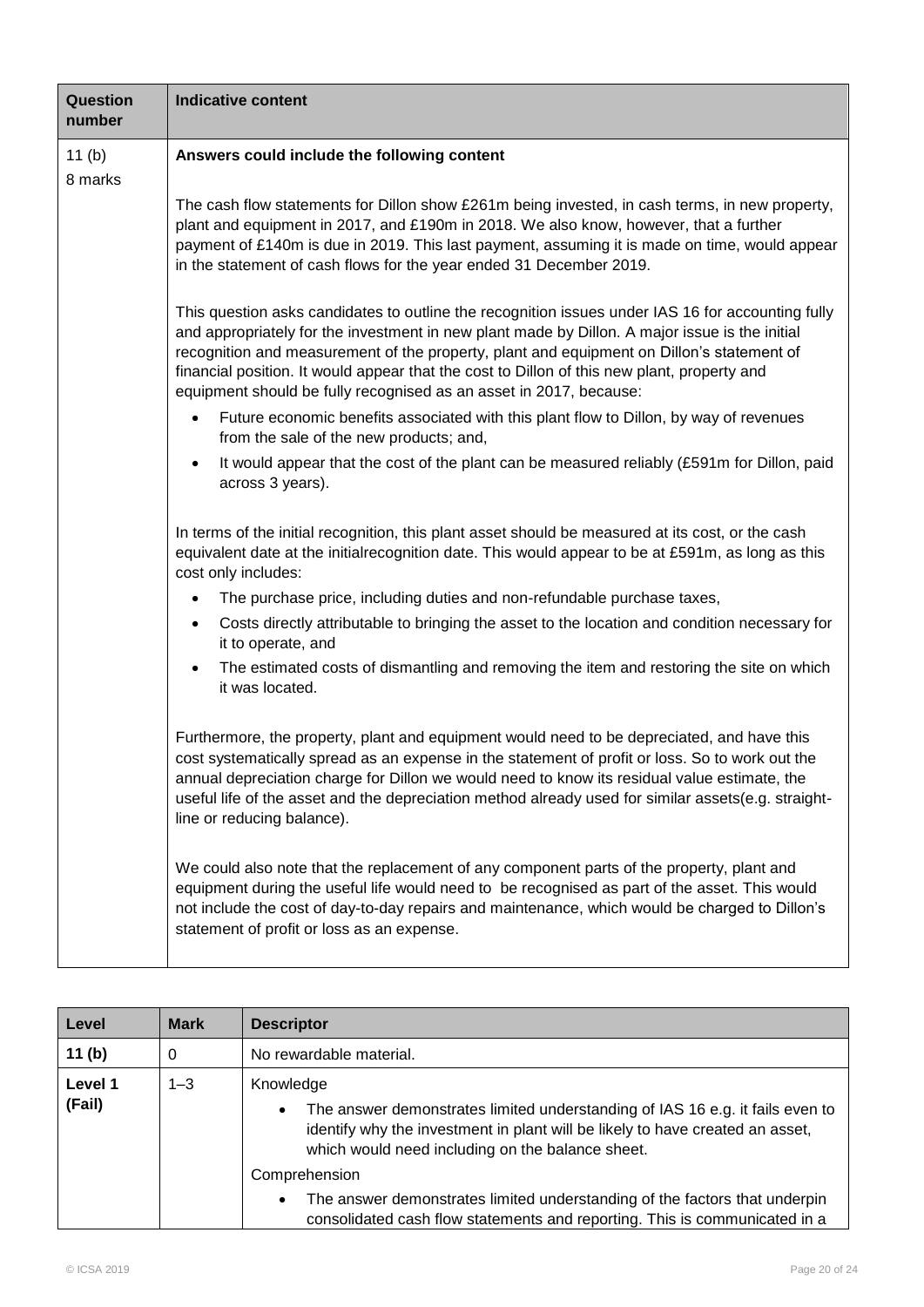| Question number | Indicative content |
| --- | --- |
| 11 (b)<br>8 marks | **Answers could include the following content**<br><br>The cash flow statements for Dillon show £261m being invested, in cash terms, in new property, plant and equipment in 2017, and £190m in 2018. We also know, however, that a further payment of £140m is due in 2019. This last payment, assuming it is made on time, would appear in the statement of cash flows for the year ended 31 December 2019.<br><br>This question asks candidates to outline the recognition issues under IAS 16 for accounting fully and appropriately for the investment in new plant made by Dillon. A major issue is the initial recognition and measurement of the property, plant and equipment on Dillon's statement of financial position. It would appear that the cost to Dillon of this new plant, property and equipment should be fully recognised as an asset in 2017, because:<br>• Future economic benefits associated with this plant flow to Dillon, by way of revenues from the sale of the new products; and,<br>• It would appear that the cost of the plant can be measured reliably (£591m for Dillon, paid across 3 years).<br><br>In terms of the initial recognition, this plant asset should be measured at its cost, or the cash equivalent date at the initialrecognition date. This would appear to be at £591m, as long as this cost only includes:<br>• The purchase price, including duties and non-refundable purchase taxes,<br>• Costs directly attributable to bringing the asset to the location and condition necessary for it to operate, and<br>• The estimated costs of dismantling and removing the item and restoring the site on which it was located.<br><br>Furthermore, the property, plant and equipment would need to be depreciated, and have this cost systematically spread as an expense in the statement of profit or loss. So to work out the annual depreciation charge for Dillon we would need to know its residual value estimate, the useful life of the asset and the depreciation method already used for similar assets(e.g. straight-line or reducing balance).<br><br>We could also note that the replacement of any component parts of the property, plant and equipment during the useful life would need to be recognised as part of the asset. This would not include the cost of day-to-day repairs and maintenance, which would be charged to Dillon's statement of profit or loss as an expense. |

| Level | Mark | Descriptor |
| --- | --- | --- |
| **11 (b)** | 0 | No rewardable material. |
| **Level 1 (Fail)** | 1–3 | Knowledge<br>• The answer demonstrates limited understanding of IAS 16 e.g. it fails even to identify why the investment in plant will be likely to have created an asset, which would need including on the balance sheet.<br>Comprehension<br>• The answer demonstrates limited understanding of the factors that underpin consolidated cash flow statements and reporting. This is communicated in a |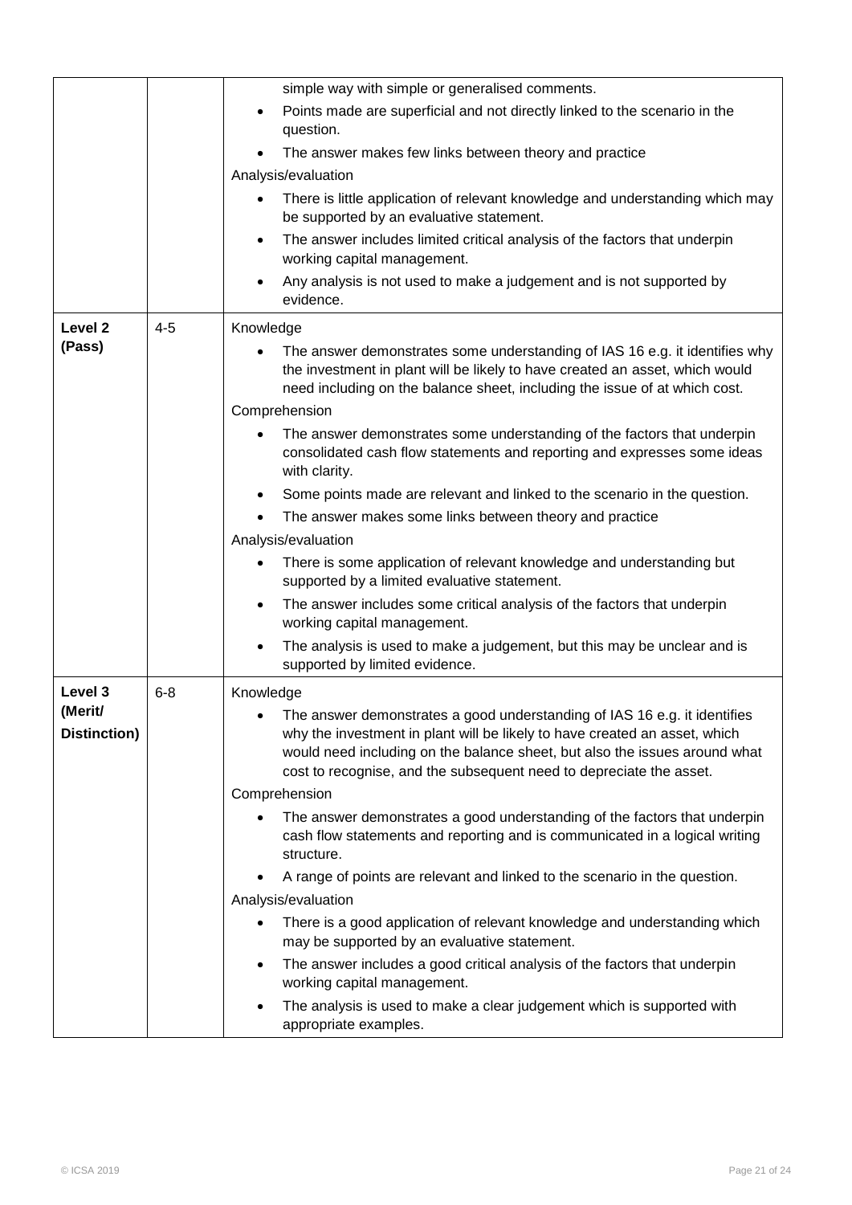| | | |
|---|---|---|
| | | simple way with simple or generalised comments.<br>• Points made are superficial and not directly linked to the scenario in the question.<br>• The answer makes few links between theory and practice<br>Analysis/evaluation<br>• There is little application of relevant knowledge and understanding which may be supported by an evaluative statement.<br>• The answer includes limited critical analysis of the factors that underpin working capital management.<br>• Any analysis is not used to make a judgement and is not supported by evidence. |
| **Level 2 (Pass)** | 4-5 | Knowledge<br>• The answer demonstrates some understanding of IAS 16 e.g. it identifies why the investment in plant will be likely to have created an asset, which would need including on the balance sheet, including the issue of at which cost.<br>Comprehension<br>• The answer demonstrates some understanding of the factors that underpin consolidated cash flow statements and reporting and expresses some ideas with clarity.<br>• Some points made are relevant and linked to the scenario in the question.<br>• The answer makes some links between theory and practice<br>Analysis/evaluation<br>• There is some application of relevant knowledge and understanding but supported by a limited evaluative statement.<br>• The answer includes some critical analysis of the factors that underpin working capital management.<br>• The analysis is used to make a judgement, but this may be unclear and is supported by limited evidence. |
| **Level 3 (Merit/ Distinction)** | 6-8 | Knowledge<br>• The answer demonstrates a good understanding of IAS 16 e.g. it identifies why the investment in plant will be likely to have created an asset, which would need including on the balance sheet, but also the issues around what cost to recognise, and the subsequent need to depreciate the asset.<br>Comprehension<br>• The answer demonstrates a good understanding of the factors that underpin cash flow statements and reporting and is communicated in a logical writing structure.<br>• A range of points are relevant and linked to the scenario in the question.<br>Analysis/evaluation<br>• There is a good application of relevant knowledge and understanding which may be supported by an evaluative statement.<br>• The answer includes a good critical analysis of the factors that underpin working capital management.<br>• The analysis is used to make a clear judgement which is supported with appropriate examples. |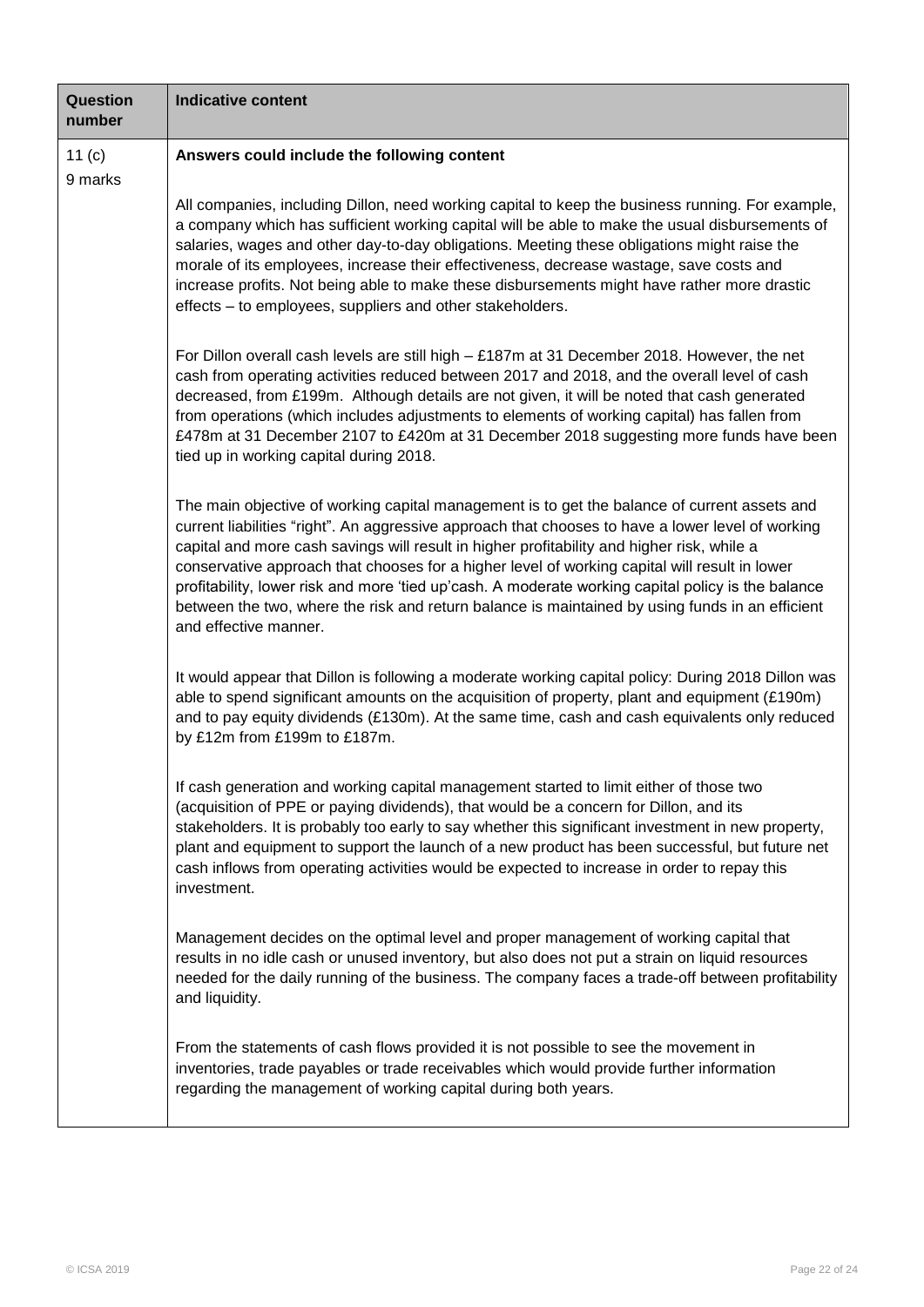| Question number | Indicative content |
|---|---|
| 11 (c)<br>9 marks | **Answers could include the following content**<br><br>All companies, including Dillon, need working capital to keep the business running. For example, a company which has sufficient working capital will be able to make the usual disbursements of salaries, wages and other day-to-day obligations. Meeting these obligations might raise the morale of its employees, increase their effectiveness, decrease wastage, save costs and increase profits. Not being able to make these disbursements might have rather more drastic effects – to employees, suppliers and other stakeholders.<br><br>For Dillon overall cash levels are still high – £187m at 31 December 2018. However, the net cash from operating activities reduced between 2017 and 2018, and the overall level of cash decreased, from £199m. Although details are not given, it will be noted that cash generated from operations (which includes adjustments to elements of working capital) has fallen from £478m at 31 December 2107 to £420m at 31 December 2018 suggesting more funds have been tied up in working capital during 2018.<br><br>The main objective of working capital management is to get the balance of current assets and current liabilities "right". An aggressive approach that chooses to have a lower level of working capital and more cash savings will result in higher profitability and higher risk, while a conservative approach that chooses for a higher level of working capital will result in lower profitability, lower risk and more 'tied up'cash. A moderate working capital policy is the balance between the two, where the risk and return balance is maintained by using funds in an efficient and effective manner.<br><br>It would appear that Dillon is following a moderate working capital policy: During 2018 Dillon was able to spend significant amounts on the acquisition of property, plant and equipment (£190m) and to pay equity dividends (£130m). At the same time, cash and cash equivalents only reduced by £12m from £199m to £187m.<br><br>If cash generation and working capital management started to limit either of those two (acquisition of PPE or paying dividends), that would be a concern for Dillon, and its stakeholders. It is probably too early to say whether this significant investment in new property, plant and equipment to support the launch of a new product has been successful, but future net cash inflows from operating activities would be expected to increase in order to repay this investment.<br><br>Management decides on the optimal level and proper management of working capital that results in no idle cash or unused inventory, but also does not put a strain on liquid resources needed for the daily running of the business. The company faces a trade-off between profitability and liquidity.<br><br>From the statements of cash flows provided it is not possible to see the movement in inventories, trade payables or trade receivables which would provide further information regarding the management of working capital during both years. |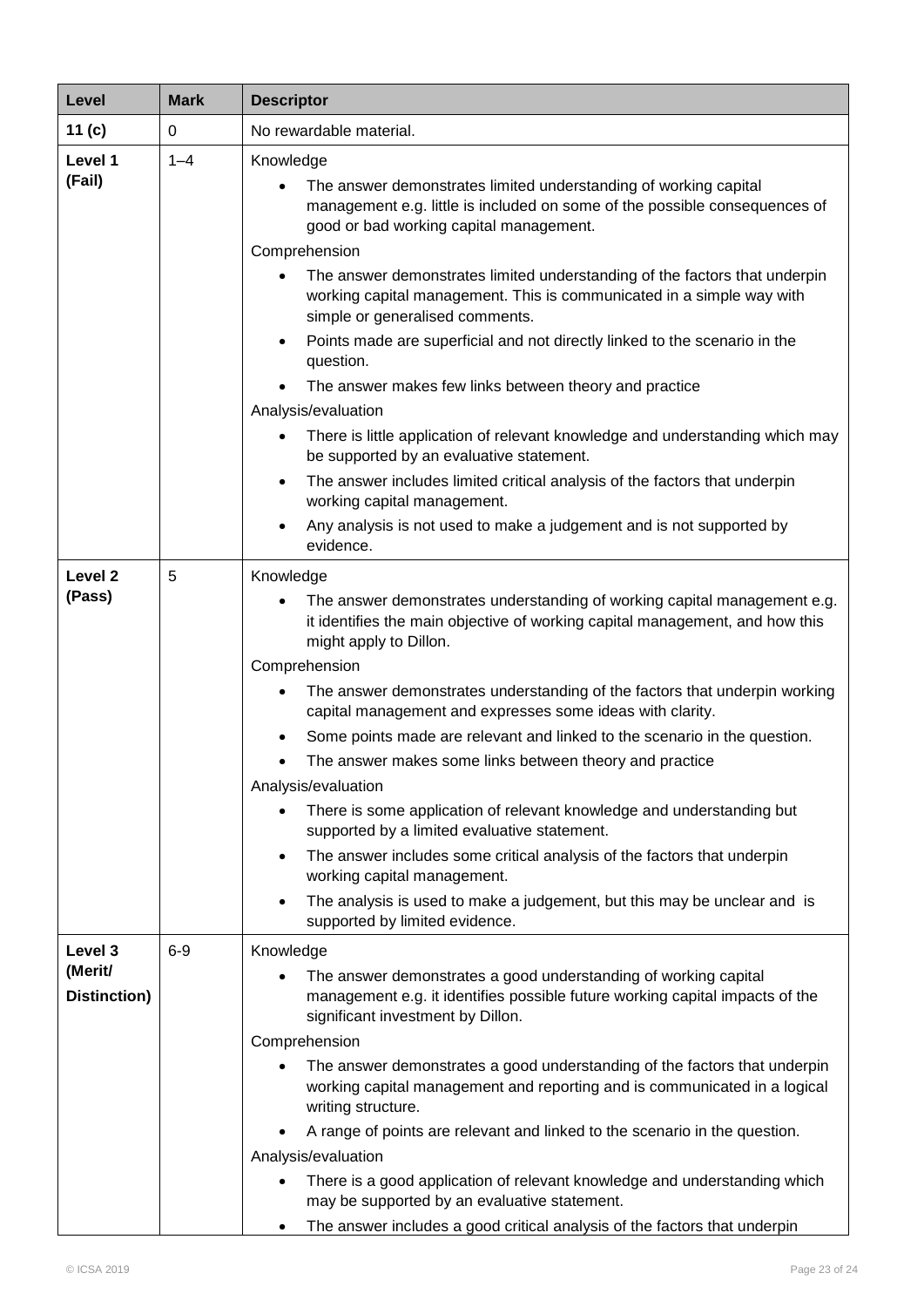| Level | Mark | Descriptor |
|---|---|---|
| **11 (c)** | 0 | No rewardable material. |
| **Level 1 (Fail)** | 1–4 | Knowledge<br>• The answer demonstrates limited understanding of working capital management e.g. little is included on some of the possible consequences of good or bad working capital management.<br>Comprehension<br>• The answer demonstrates limited understanding of the factors that underpin working capital management. This is communicated in a simple way with simple or generalised comments.<br>• Points made are superficial and not directly linked to the scenario in the question.<br>• The answer makes few links between theory and practice<br>Analysis/evaluation<br>• There is little application of relevant knowledge and understanding which may be supported by an evaluative statement.<br>• The answer includes limited critical analysis of the factors that underpin working capital management.<br>• Any analysis is not used to make a judgement and is not supported by evidence. |
| **Level 2 (Pass)** | 5 | Knowledge<br>• The answer demonstrates understanding of working capital management e.g. it identifies the main objective of working capital management, and how this might apply to Dillon.<br>Comprehension<br>• The answer demonstrates understanding of the factors that underpin working capital management and expresses some ideas with clarity.<br>• Some points made are relevant and linked to the scenario in the question.<br>• The answer makes some links between theory and practice<br>Analysis/evaluation<br>• There is some application of relevant knowledge and understanding but supported by a limited evaluative statement.<br>• The answer includes some critical analysis of the factors that underpin working capital management.<br>• The analysis is used to make a judgement, but this may be unclear and is supported by limited evidence. |
| **Level 3 (Merit/ Distinction)** | 6-9 | Knowledge<br>• The answer demonstrates a good understanding of working capital management e.g. it identifies possible future working capital impacts of the significant investment by Dillon.<br>Comprehension<br>• The answer demonstrates a good understanding of the factors that underpin working capital management and reporting and is communicated in a logical writing structure.<br>• A range of points are relevant and linked to the scenario in the question.<br>Analysis/evaluation<br>• There is a good application of relevant knowledge and understanding which may be supported by an evaluative statement.<br>• The answer includes a good critical analysis of the factors that underpin |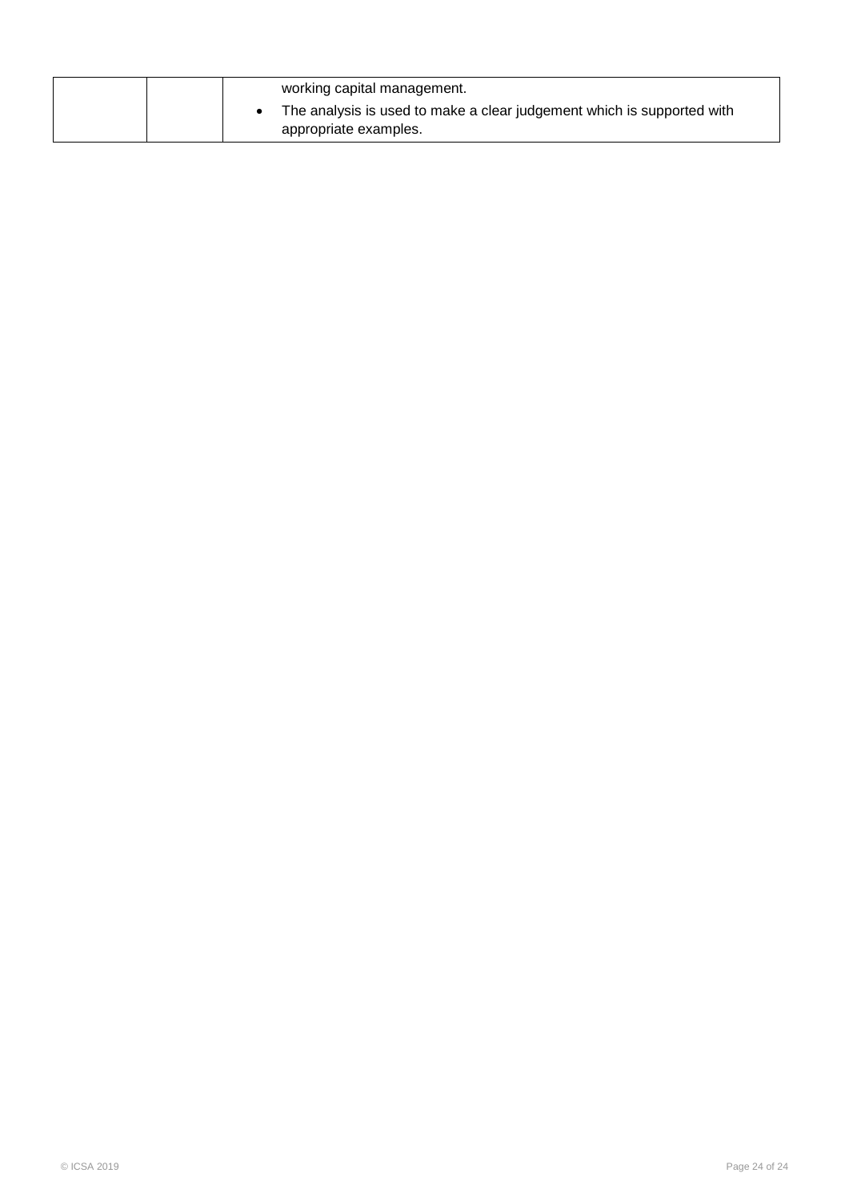| | | |
|---|---|---|
| | | working capital management.<br>• The analysis is used to make a clear judgement which is supported with appropriate examples. |